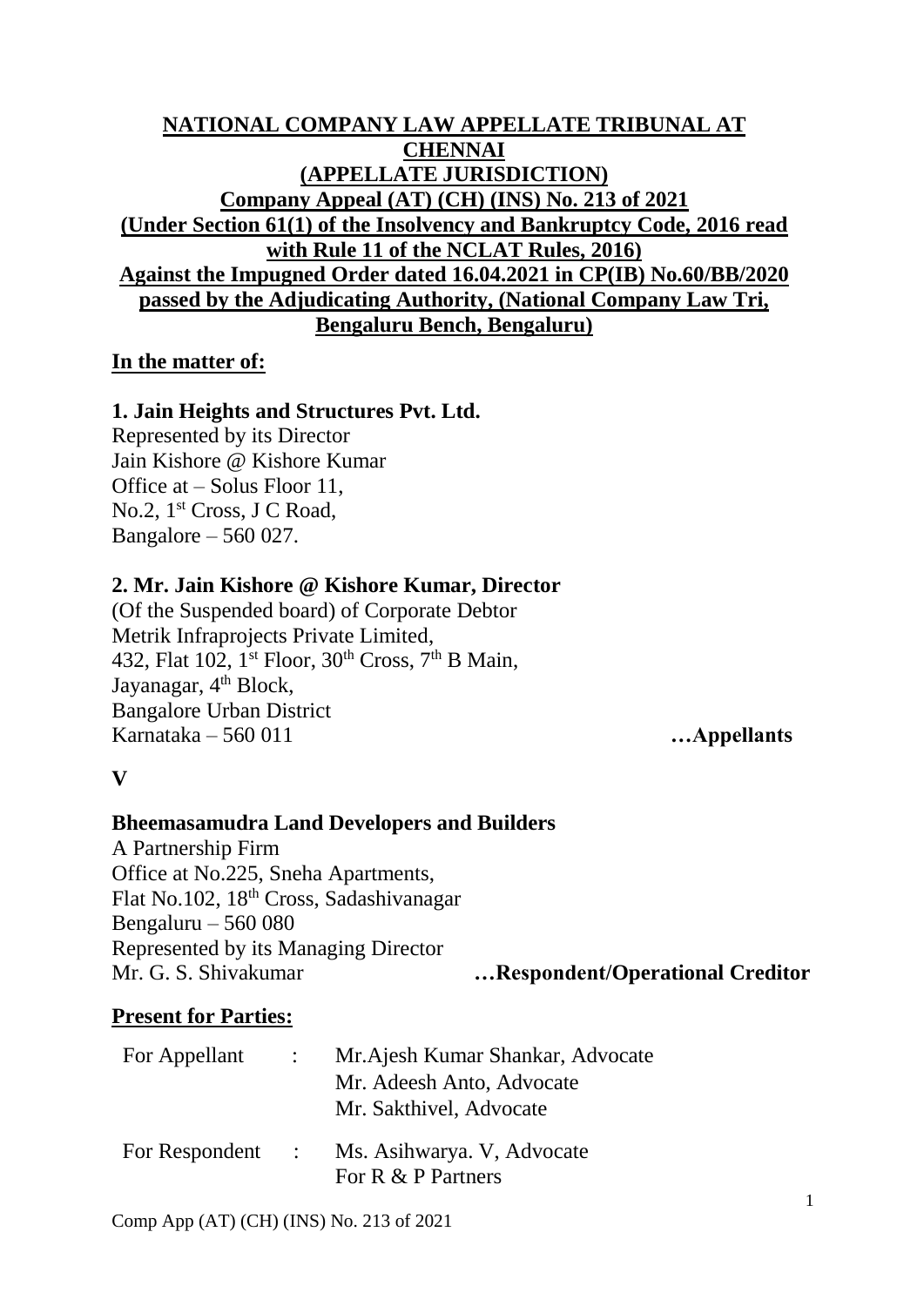**NATIONAL COMPANY LAW APPELLATE TRIBUNAL AT CHENNAI**

**(APPELLATE JURISDICTION)**

**Company Appeal (AT) (CH) (INS) No. 213 of 2021**

**(Under Section 61(1) of the Insolvency and Bankruptcy Code, 2016 read with Rule 11 of the NCLAT Rules, 2016)**

**Against the Impugned Order dated 16.04.2021 in CP(IB) No.60/BB/2020 passed by the Adjudicating Authority, (National Company Law Tri, Bengaluru Bench, Bengaluru)**

**In the matter of:**

**1. Jain Heights and Structures Pvt. Ltd.**
Represented by its Director
Jain Kishore @ Kishore Kumar
Office at – Solus Floor 11,
No.2, 1st Cross, J C Road,
Bangalore – 560 027.

**2. Mr. Jain Kishore @ Kishore Kumar, Director**
(Of the Suspended board) of Corporate Debtor
Metrik Infraprojects Private Limited,
432, Flat 102, 1st Floor, 30th Cross, 7th B Main,
Jayanagar, 4th Block,
Bangalore Urban District
Karnataka – 560 011 **…Appellants**

**V**

**Bheemasamudra Land Developers and Builders**
A Partnership Firm
Office at No.225, Sneha Apartments,
Flat No.102, 18th Cross, Sadashivanagar
Bengaluru – 560 080
Represented by its Managing Director
Mr. G. S. Shivakumar **…Respondent/Operational Creditor**

**Present for Parties:**

| | | |
|---|---|---|
| For Appellant | : | Mr.Ajesh Kumar Shankar, Advocate<br>Mr. Adeesh Anto, Advocate<br>Mr. Sakthivel, Advocate |
| For Respondent | : | Ms. Asihwarya. V, Advocate<br>For R & P Partners |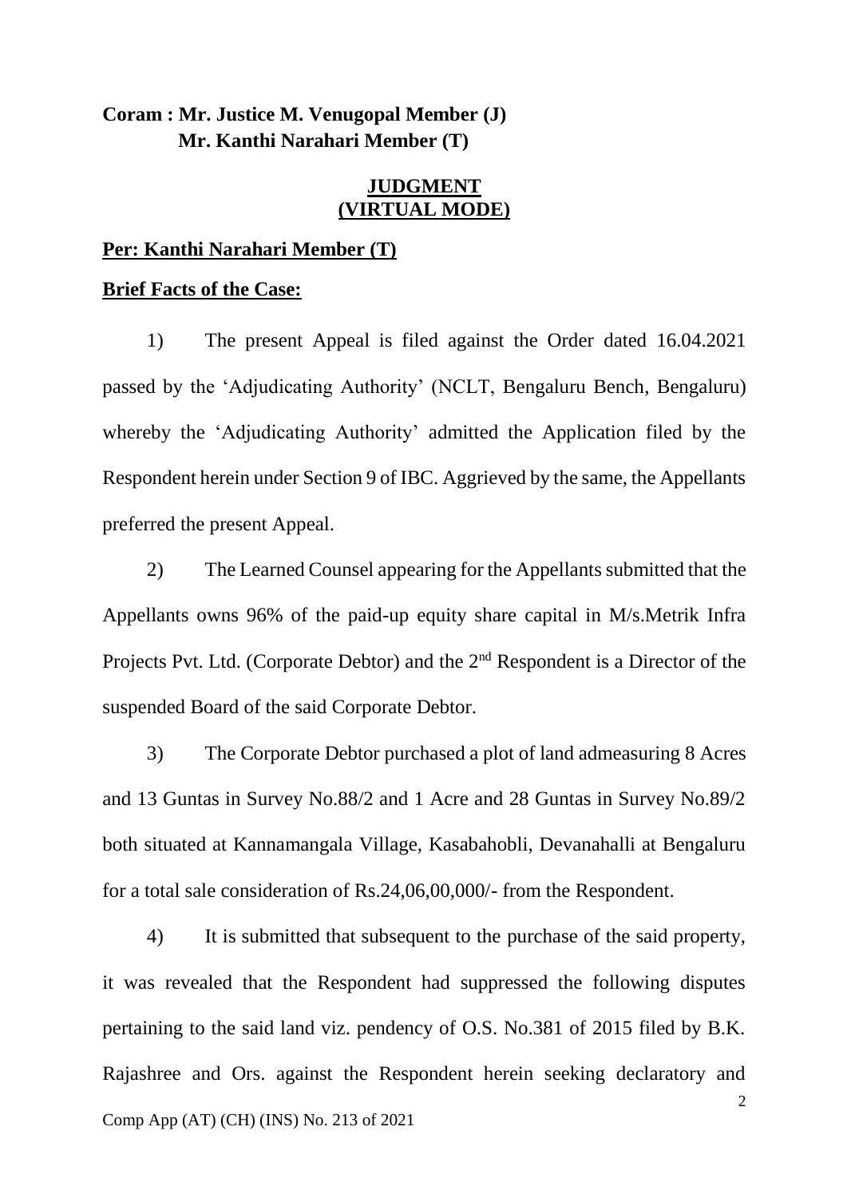**Coram : Mr. Justice M. Venugopal Member (J)**
**Mr. Kanthi Narahari Member (T)**

**JUDGMENT**
**(VIRTUAL MODE)**

**Per: Kanthi Narahari Member (T)**

**Brief Facts of the Case:**

1) The present Appeal is filed against the Order dated 16.04.2021 passed by the 'Adjudicating Authority' (NCLT, Bengaluru Bench, Bengaluru) whereby the 'Adjudicating Authority' admitted the Application filed by the Respondent herein under Section 9 of IBC. Aggrieved by the same, the Appellants preferred the present Appeal.

2) The Learned Counsel appearing for the Appellants submitted that the Appellants owns 96% of the paid-up equity share capital in M/s.Metrik Infra Projects Pvt. Ltd. (Corporate Debtor) and the 2nd Respondent is a Director of the suspended Board of the said Corporate Debtor.

3) The Corporate Debtor purchased a plot of land admeasuring 8 Acres and 13 Guntas in Survey No.88/2 and 1 Acre and 28 Guntas in Survey No.89/2 both situated at Kannamangala Village, Kasabahobli, Devanahalli at Bengaluru for a total sale consideration of Rs.24,06,00,000/- from the Respondent.

4) It is submitted that subsequent to the purchase of the said property, it was revealed that the Respondent had suppressed the following disputes pertaining to the said land viz. pendency of O.S. No.381 of 2015 filed by B.K. Rajashree and Ors. against the Respondent herein seeking declaratory and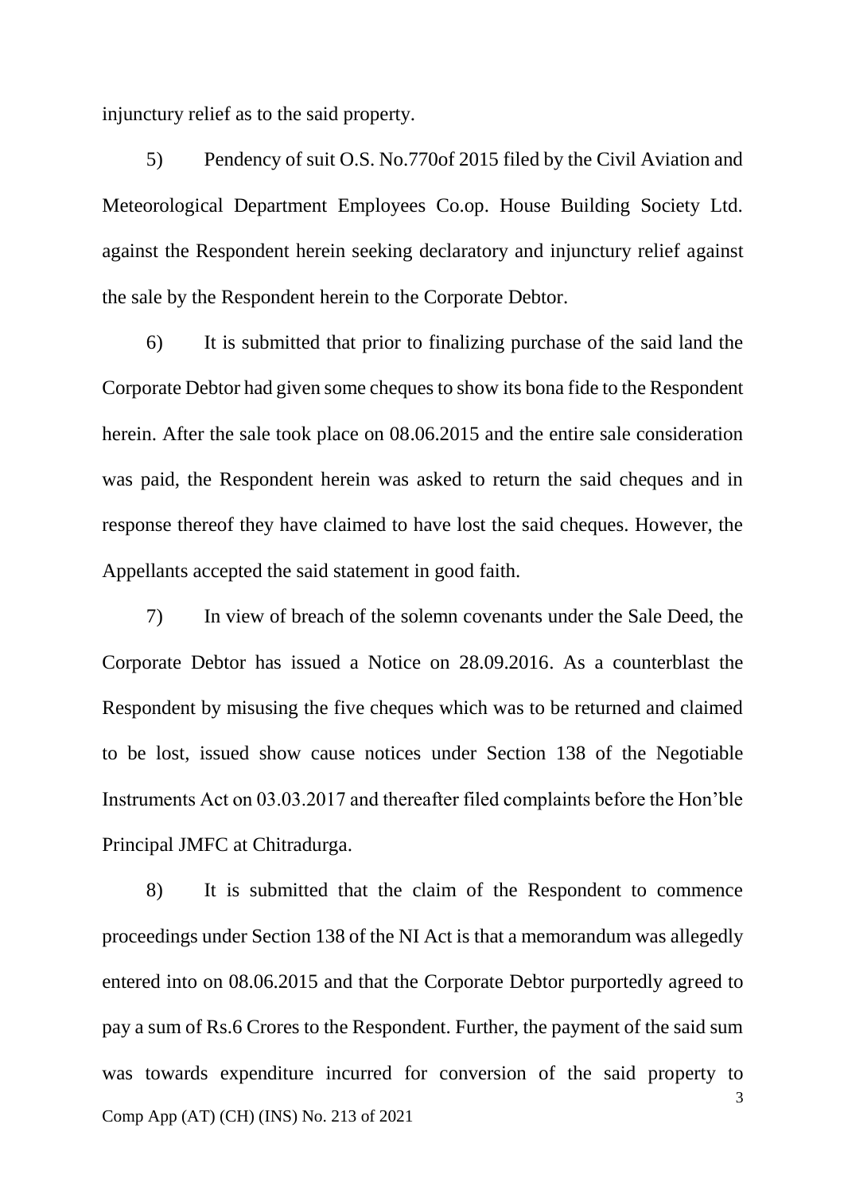injunctury relief as to the said property.

5) Pendency of suit O.S. No.770of 2015 filed by the Civil Aviation and Meteorological Department Employees Co.op. House Building Society Ltd. against the Respondent herein seeking declaratory and injunctury relief against the sale by the Respondent herein to the Corporate Debtor.

6) It is submitted that prior to finalizing purchase of the said land the Corporate Debtor had given some cheques to show its bona fide to the Respondent herein. After the sale took place on 08.06.2015 and the entire sale consideration was paid, the Respondent herein was asked to return the said cheques and in response thereof they have claimed to have lost the said cheques. However, the Appellants accepted the said statement in good faith.

7) In view of breach of the solemn covenants under the Sale Deed, the Corporate Debtor has issued a Notice on 28.09.2016. As a counterblast the Respondent by misusing the five cheques which was to be returned and claimed to be lost, issued show cause notices under Section 138 of the Negotiable Instruments Act on 03.03.2017 and thereafter filed complaints before the Hon'ble Principal JMFC at Chitradurga.

8) It is submitted that the claim of the Respondent to commence proceedings under Section 138 of the NI Act is that a memorandum was allegedly entered into on 08.06.2015 and that the Corporate Debtor purportedly agreed to pay a sum of Rs.6 Crores to the Respondent. Further, the payment of the said sum was towards expenditure incurred for conversion of the said property to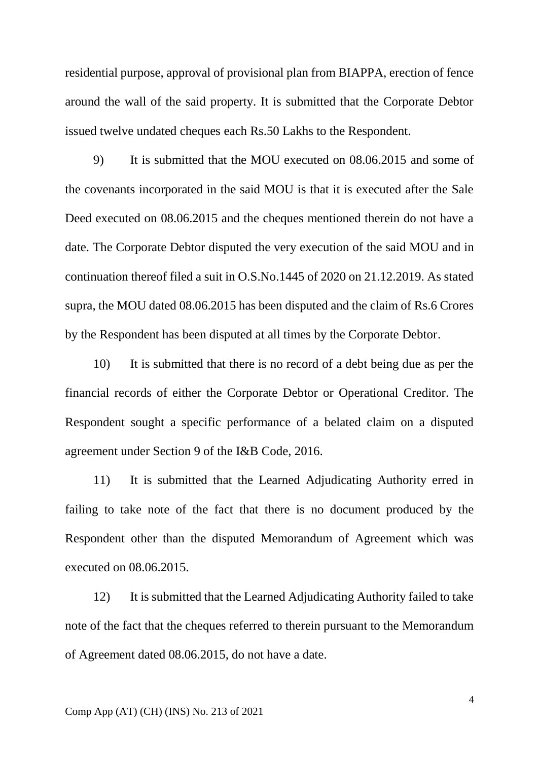residential purpose, approval of provisional plan from BIAPPA, erection of fence around the wall of the said property. It is submitted that the Corporate Debtor issued twelve undated cheques each Rs.50 Lakhs to the Respondent.

9) It is submitted that the MOU executed on 08.06.2015 and some of the covenants incorporated in the said MOU is that it is executed after the Sale Deed executed on 08.06.2015 and the cheques mentioned therein do not have a date. The Corporate Debtor disputed the very execution of the said MOU and in continuation thereof filed a suit in O.S.No.1445 of 2020 on 21.12.2019. As stated supra, the MOU dated 08.06.2015 has been disputed and the claim of Rs.6 Crores by the Respondent has been disputed at all times by the Corporate Debtor.

10) It is submitted that there is no record of a debt being due as per the financial records of either the Corporate Debtor or Operational Creditor. The Respondent sought a specific performance of a belated claim on a disputed agreement under Section 9 of the I&B Code, 2016.

11) It is submitted that the Learned Adjudicating Authority erred in failing to take note of the fact that there is no document produced by the Respondent other than the disputed Memorandum of Agreement which was executed on 08.06.2015.

12) It is submitted that the Learned Adjudicating Authority failed to take note of the fact that the cheques referred to therein pursuant to the Memorandum of Agreement dated 08.06.2015, do not have a date.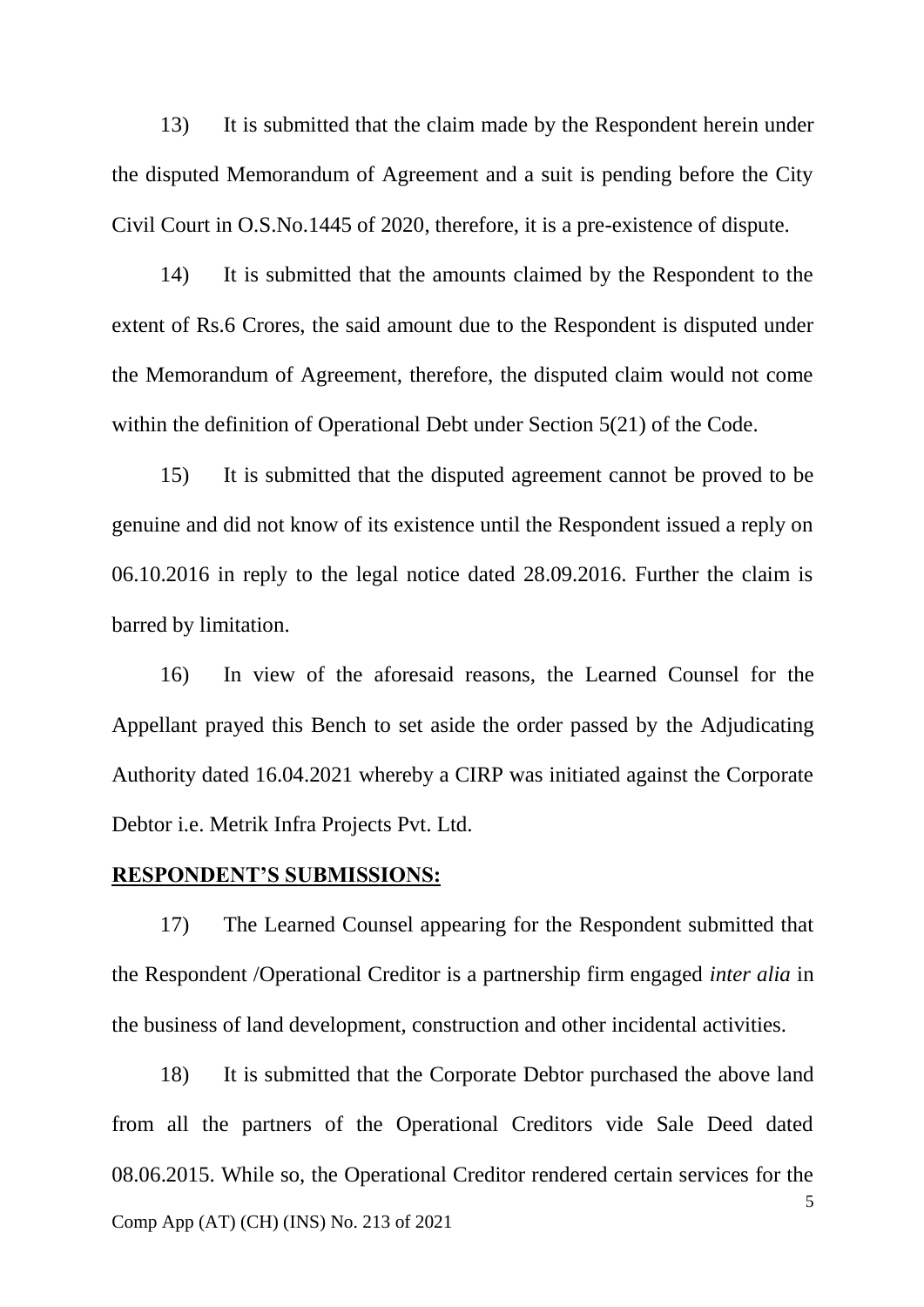13) It is submitted that the claim made by the Respondent herein under the disputed Memorandum of Agreement and a suit is pending before the City Civil Court in O.S.No.1445 of 2020, therefore, it is a pre-existence of dispute.

14) It is submitted that the amounts claimed by the Respondent to the extent of Rs.6 Crores, the said amount due to the Respondent is disputed under the Memorandum of Agreement, therefore, the disputed claim would not come within the definition of Operational Debt under Section 5(21) of the Code.

15) It is submitted that the disputed agreement cannot be proved to be genuine and did not know of its existence until the Respondent issued a reply on 06.10.2016 in reply to the legal notice dated 28.09.2016. Further the claim is barred by limitation.

16) In view of the aforesaid reasons, the Learned Counsel for the Appellant prayed this Bench to set aside the order passed by the Adjudicating Authority dated 16.04.2021 whereby a CIRP was initiated against the Corporate Debtor i.e. Metrik Infra Projects Pvt. Ltd.

**RESPONDENT'S SUBMISSIONS:**

17) The Learned Counsel appearing for the Respondent submitted that the Respondent /Operational Creditor is a partnership firm engaged *inter alia* in the business of land development, construction and other incidental activities.

18) It is submitted that the Corporate Debtor purchased the above land from all the partners of the Operational Creditors vide Sale Deed dated 08.06.2015. While so, the Operational Creditor rendered certain services for the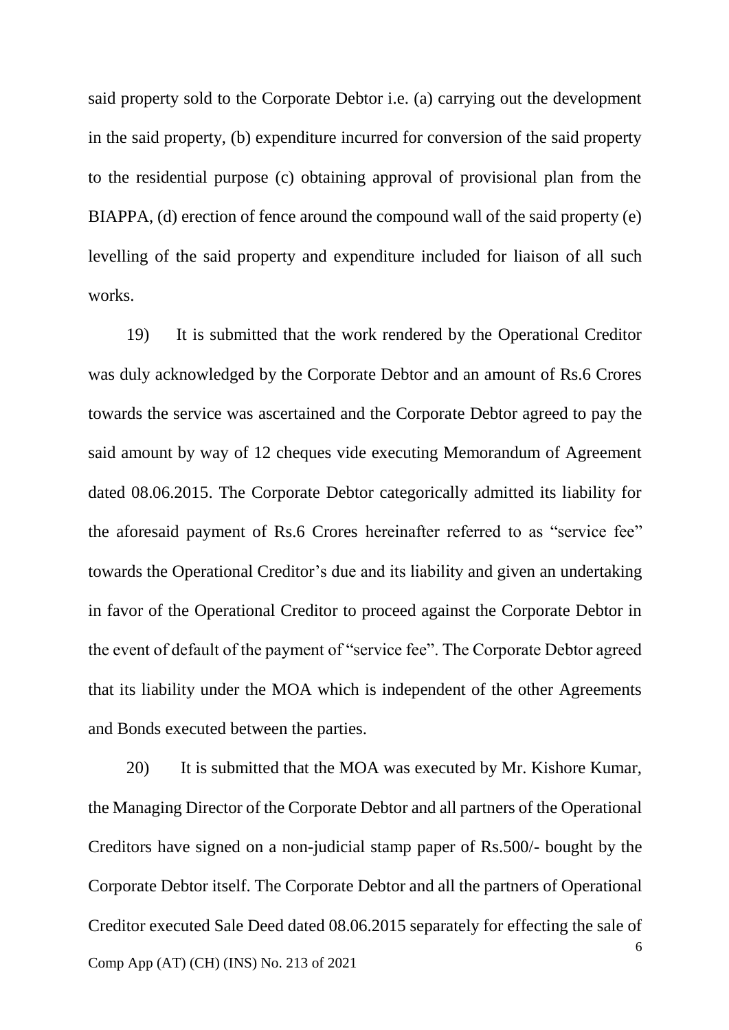said property sold to the Corporate Debtor i.e. (a) carrying out the development in the said property, (b) expenditure incurred for conversion of the said property to the residential purpose (c) obtaining approval of provisional plan from the BIAPPA, (d) erection of fence around the compound wall of the said property (e) levelling of the said property and expenditure included for liaison of all such works.

19) It is submitted that the work rendered by the Operational Creditor was duly acknowledged by the Corporate Debtor and an amount of Rs.6 Crores towards the service was ascertained and the Corporate Debtor agreed to pay the said amount by way of 12 cheques vide executing Memorandum of Agreement dated 08.06.2015. The Corporate Debtor categorically admitted its liability for the aforesaid payment of Rs.6 Crores hereinafter referred to as "service fee" towards the Operational Creditor's due and its liability and given an undertaking in favor of the Operational Creditor to proceed against the Corporate Debtor in the event of default of the payment of "service fee". The Corporate Debtor agreed that its liability under the MOA which is independent of the other Agreements and Bonds executed between the parties.

20) It is submitted that the MOA was executed by Mr. Kishore Kumar, the Managing Director of the Corporate Debtor and all partners of the Operational Creditors have signed on a non-judicial stamp paper of Rs.500/- bought by the Corporate Debtor itself. The Corporate Debtor and all the partners of Operational Creditor executed Sale Deed dated 08.06.2015 separately for effecting the sale of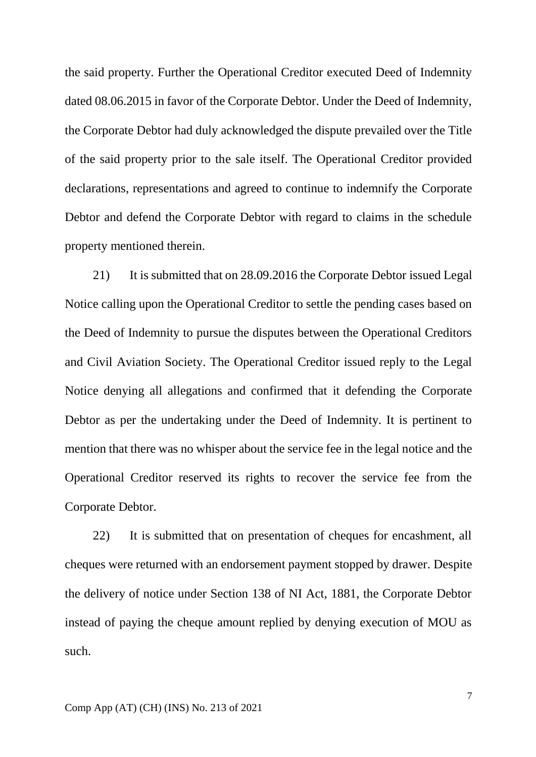the said property. Further the Operational Creditor executed Deed of Indemnity dated 08.06.2015 in favor of the Corporate Debtor. Under the Deed of Indemnity, the Corporate Debtor had duly acknowledged the dispute prevailed over the Title of the said property prior to the sale itself. The Operational Creditor provided declarations, representations and agreed to continue to indemnify the Corporate Debtor and defend the Corporate Debtor with regard to claims in the schedule property mentioned therein.

21) It is submitted that on 28.09.2016 the Corporate Debtor issued Legal Notice calling upon the Operational Creditor to settle the pending cases based on the Deed of Indemnity to pursue the disputes between the Operational Creditors and Civil Aviation Society. The Operational Creditor issued reply to the Legal Notice denying all allegations and confirmed that it defending the Corporate Debtor as per the undertaking under the Deed of Indemnity. It is pertinent to mention that there was no whisper about the service fee in the legal notice and the Operational Creditor reserved its rights to recover the service fee from the Corporate Debtor.

22) It is submitted that on presentation of cheques for encashment, all cheques were returned with an endorsement payment stopped by drawer. Despite the delivery of notice under Section 138 of NI Act, 1881, the Corporate Debtor instead of paying the cheque amount replied by denying execution of MOU as such.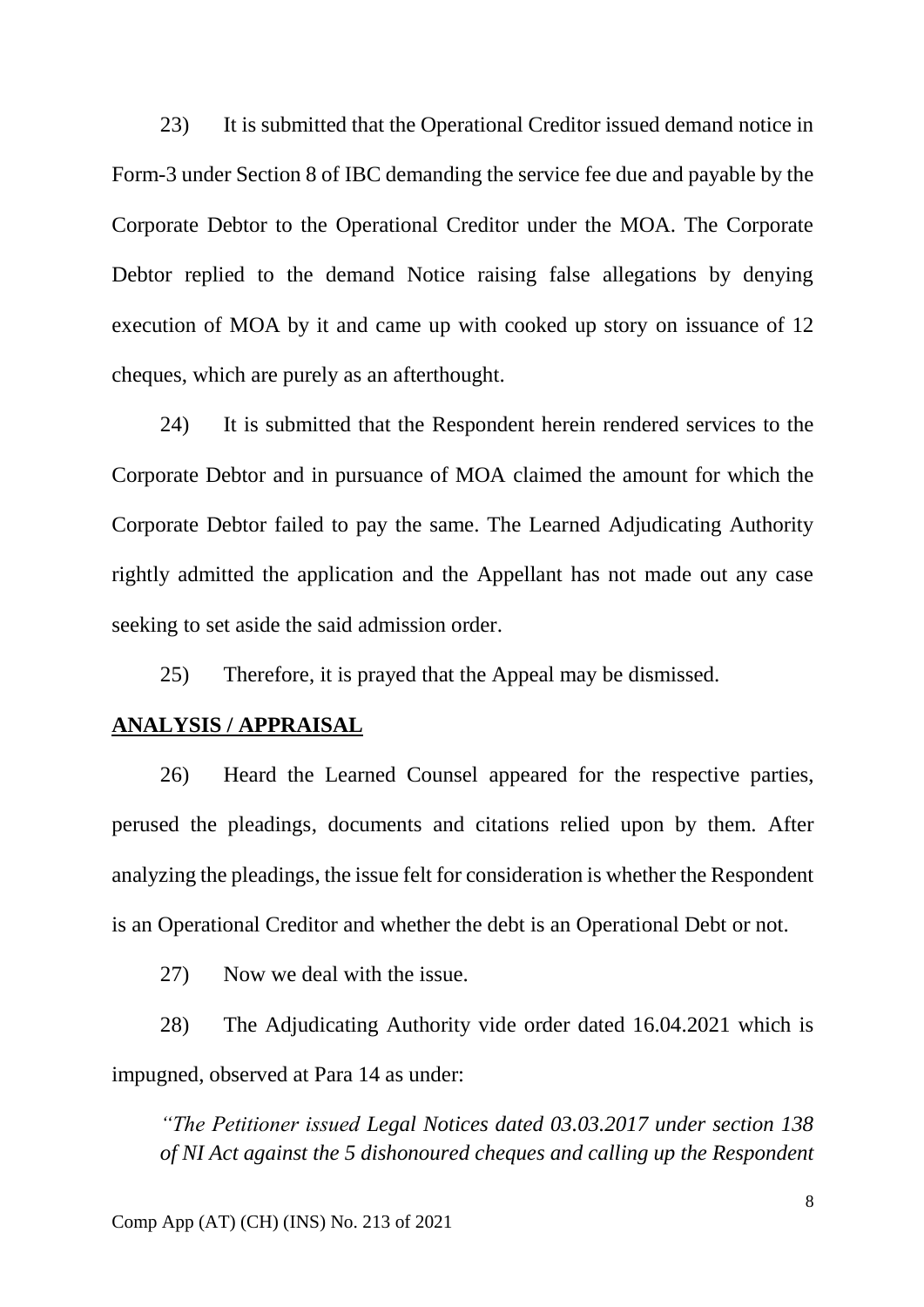23) It is submitted that the Operational Creditor issued demand notice in Form-3 under Section 8 of IBC demanding the service fee due and payable by the Corporate Debtor to the Operational Creditor under the MOA. The Corporate Debtor replied to the demand Notice raising false allegations by denying execution of MOA by it and came up with cooked up story on issuance of 12 cheques, which are purely as an afterthought.

24) It is submitted that the Respondent herein rendered services to the Corporate Debtor and in pursuance of MOA claimed the amount for which the Corporate Debtor failed to pay the same. The Learned Adjudicating Authority rightly admitted the application and the Appellant has not made out any case seeking to set aside the said admission order.

25) Therefore, it is prayed that the Appeal may be dismissed.

**ANALYSIS / APPRAISAL**

26) Heard the Learned Counsel appeared for the respective parties, perused the pleadings, documents and citations relied upon by them. After analyzing the pleadings, the issue felt for consideration is whether the Respondent is an Operational Creditor and whether the debt is an Operational Debt or not.

27) Now we deal with the issue.

28) The Adjudicating Authority vide order dated 16.04.2021 which is impugned, observed at Para 14 as under:

*"The Petitioner issued Legal Notices dated 03.03.2017 under section 138 of NI Act against the 5 dishonoured cheques and calling up the Respondent*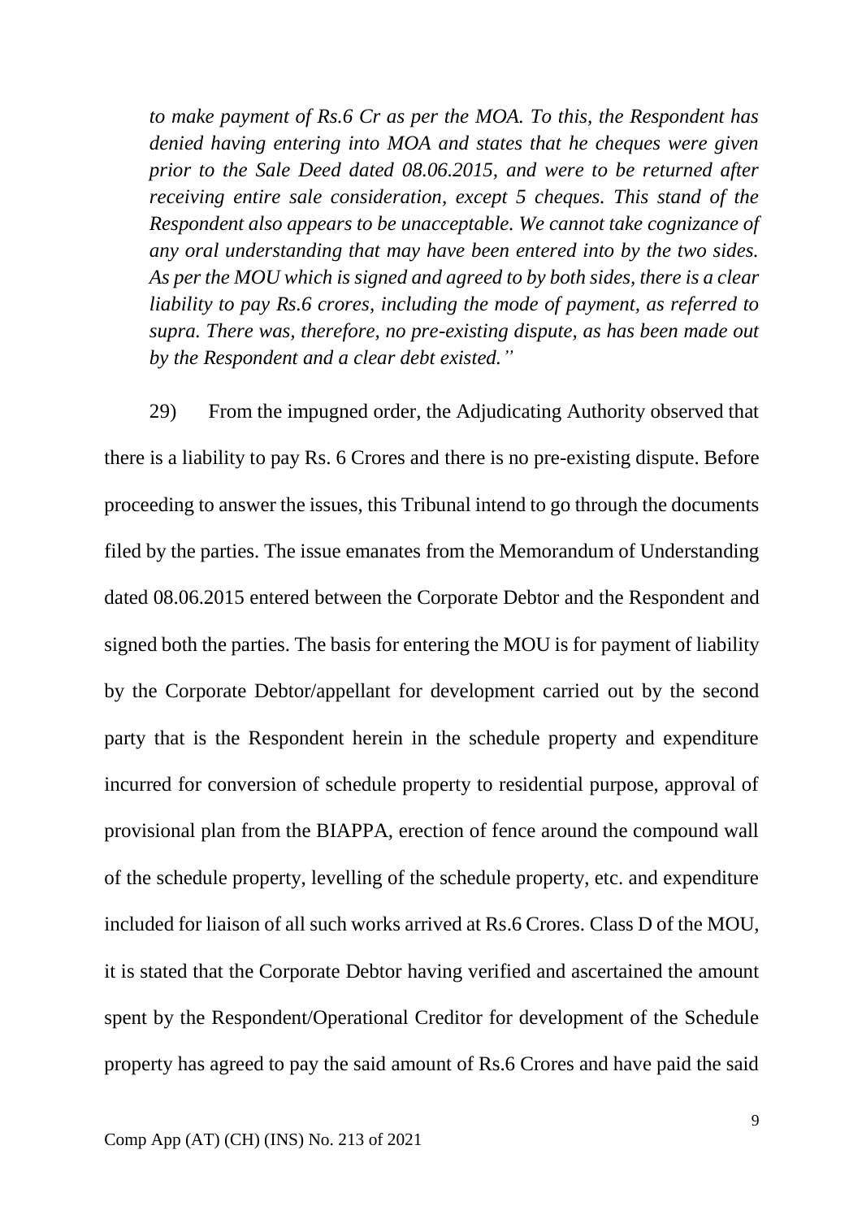*to make payment of Rs.6 Cr as per the MOA. To this, the Respondent has denied having entering into MOA and states that he cheques were given prior to the Sale Deed dated 08.06.2015, and were to be returned after receiving entire sale consideration, except 5 cheques. This stand of the Respondent also appears to be unacceptable. We cannot take cognizance of any oral understanding that may have been entered into by the two sides. As per the MOU which is signed and agreed to by both sides, there is a clear liability to pay Rs.6 crores, including the mode of payment, as referred to supra. There was, therefore, no pre-existing dispute, as has been made out by the Respondent and a clear debt existed."*

29) From the impugned order, the Adjudicating Authority observed that there is a liability to pay Rs. 6 Crores and there is no pre-existing dispute. Before proceeding to answer the issues, this Tribunal intend to go through the documents filed by the parties. The issue emanates from the Memorandum of Understanding dated 08.06.2015 entered between the Corporate Debtor and the Respondent and signed both the parties. The basis for entering the MOU is for payment of liability by the Corporate Debtor/appellant for development carried out by the second party that is the Respondent herein in the schedule property and expenditure incurred for conversion of schedule property to residential purpose, approval of provisional plan from the BIAPPA, erection of fence around the compound wall of the schedule property, levelling of the schedule property, etc. and expenditure included for liaison of all such works arrived at Rs.6 Crores. Class D of the MOU, it is stated that the Corporate Debtor having verified and ascertained the amount spent by the Respondent/Operational Creditor for development of the Schedule property has agreed to pay the said amount of Rs.6 Crores and have paid the said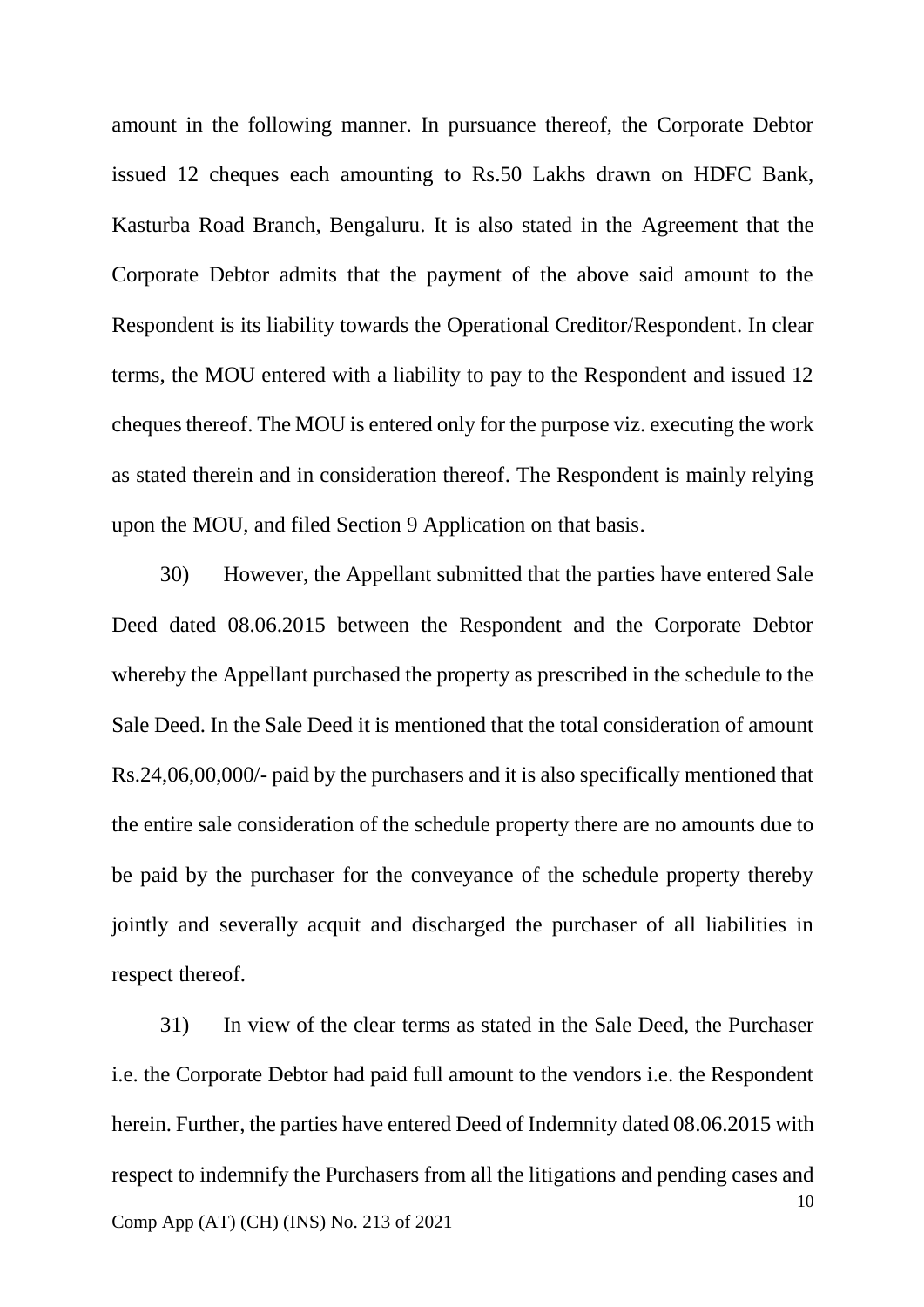amount in the following manner. In pursuance thereof, the Corporate Debtor issued 12 cheques each amounting to Rs.50 Lakhs drawn on HDFC Bank, Kasturba Road Branch, Bengaluru. It is also stated in the Agreement that the Corporate Debtor admits that the payment of the above said amount to the Respondent is its liability towards the Operational Creditor/Respondent. In clear terms, the MOU entered with a liability to pay to the Respondent and issued 12 cheques thereof. The MOU is entered only for the purpose viz. executing the work as stated therein and in consideration thereof. The Respondent is mainly relying upon the MOU, and filed Section 9 Application on that basis.

30) However, the Appellant submitted that the parties have entered Sale Deed dated 08.06.2015 between the Respondent and the Corporate Debtor whereby the Appellant purchased the property as prescribed in the schedule to the Sale Deed. In the Sale Deed it is mentioned that the total consideration of amount Rs.24,06,00,000/- paid by the purchasers and it is also specifically mentioned that the entire sale consideration of the schedule property there are no amounts due to be paid by the purchaser for the conveyance of the schedule property thereby jointly and severally acquit and discharged the purchaser of all liabilities in respect thereof.

31) In view of the clear terms as stated in the Sale Deed, the Purchaser i.e. the Corporate Debtor had paid full amount to the vendors i.e. the Respondent herein. Further, the parties have entered Deed of Indemnity dated 08.06.2015 with respect to indemnify the Purchasers from all the litigations and pending cases and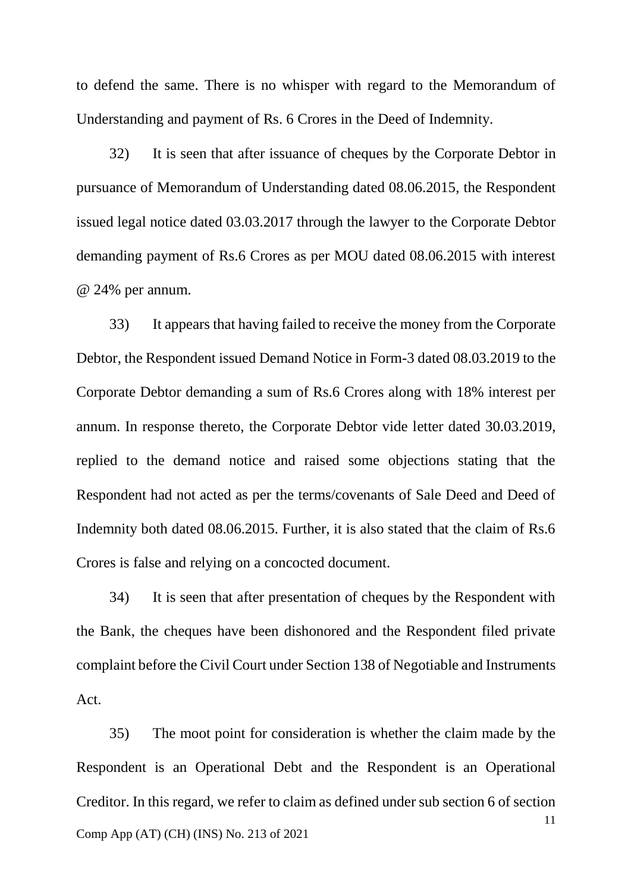to defend the same. There is no whisper with regard to the Memorandum of Understanding and payment of Rs. 6 Crores in the Deed of Indemnity.

32) It is seen that after issuance of cheques by the Corporate Debtor in pursuance of Memorandum of Understanding dated 08.06.2015, the Respondent issued legal notice dated 03.03.2017 through the lawyer to the Corporate Debtor demanding payment of Rs.6 Crores as per MOU dated 08.06.2015 with interest @ 24% per annum.

33) It appears that having failed to receive the money from the Corporate Debtor, the Respondent issued Demand Notice in Form-3 dated 08.03.2019 to the Corporate Debtor demanding a sum of Rs.6 Crores along with 18% interest per annum. In response thereto, the Corporate Debtor vide letter dated 30.03.2019, replied to the demand notice and raised some objections stating that the Respondent had not acted as per the terms/covenants of Sale Deed and Deed of Indemnity both dated 08.06.2015. Further, it is also stated that the claim of Rs.6 Crores is false and relying on a concocted document.

34) It is seen that after presentation of cheques by the Respondent with the Bank, the cheques have been dishonored and the Respondent filed private complaint before the Civil Court under Section 138 of Negotiable and Instruments Act.

35) The moot point for consideration is whether the claim made by the Respondent is an Operational Debt and the Respondent is an Operational Creditor. In this regard, we refer to claim as defined under sub section 6 of section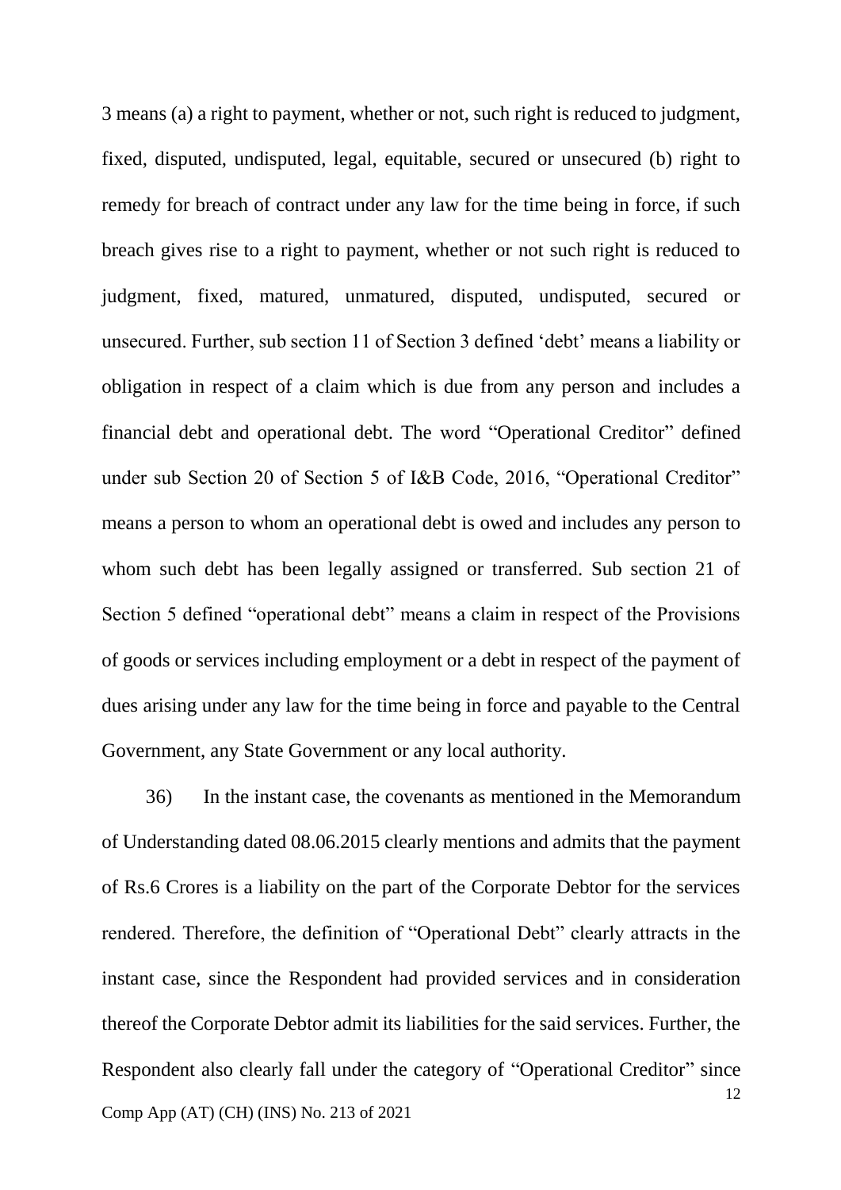3 means (a) a right to payment, whether or not, such right is reduced to judgment, fixed, disputed, undisputed, legal, equitable, secured or unsecured (b) right to remedy for breach of contract under any law for the time being in force, if such breach gives rise to a right to payment, whether or not such right is reduced to judgment, fixed, matured, unmatured, disputed, undisputed, secured or unsecured. Further, sub section 11 of Section 3 defined 'debt' means a liability or obligation in respect of a claim which is due from any person and includes a financial debt and operational debt. The word "Operational Creditor" defined under sub Section 20 of Section 5 of I&B Code, 2016, "Operational Creditor" means a person to whom an operational debt is owed and includes any person to whom such debt has been legally assigned or transferred. Sub section 21 of Section 5 defined "operational debt" means a claim in respect of the Provisions of goods or services including employment or a debt in respect of the payment of dues arising under any law for the time being in force and payable to the Central Government, any State Government or any local authority.

36) In the instant case, the covenants as mentioned in the Memorandum of Understanding dated 08.06.2015 clearly mentions and admits that the payment of Rs.6 Crores is a liability on the part of the Corporate Debtor for the services rendered. Therefore, the definition of "Operational Debt" clearly attracts in the instant case, since the Respondent had provided services and in consideration thereof the Corporate Debtor admit its liabilities for the said services. Further, the Respondent also clearly fall under the category of "Operational Creditor" since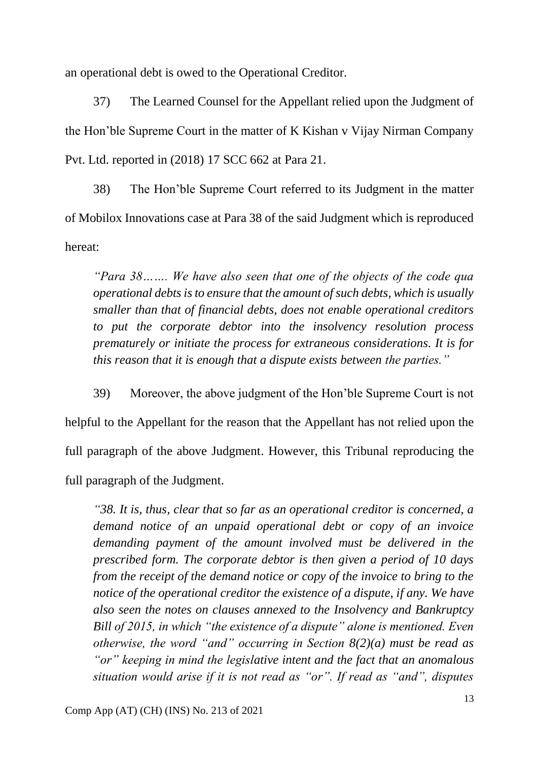an operational debt is owed to the Operational Creditor.

37) The Learned Counsel for the Appellant relied upon the Judgment of the Hon'ble Supreme Court in the matter of K Kishan v Vijay Nirman Company Pvt. Ltd. reported in (2018) 17 SCC 662 at Para 21.

38) The Hon'ble Supreme Court referred to its Judgment in the matter of Mobilox Innovations case at Para 38 of the said Judgment which is reproduced hereat:

> *"Para 38……. We have also seen that one of the objects of the code qua operational debts is to ensure that the amount of such debts, which is usually smaller than that of financial debts, does not enable operational creditors to put the corporate debtor into the insolvency resolution process prematurely or initiate the process for extraneous considerations. It is for this reason that it is enough that a dispute exists between the parties."*

39) Moreover, the above judgment of the Hon'ble Supreme Court is not helpful to the Appellant for the reason that the Appellant has not relied upon the full paragraph of the above Judgment. However, this Tribunal reproducing the full paragraph of the Judgment.

> *"38. It is, thus, clear that so far as an operational creditor is concerned, a demand notice of an unpaid operational debt or copy of an invoice demanding payment of the amount involved must be delivered in the prescribed form. The corporate debtor is then given a period of 10 days from the receipt of the demand notice or copy of the invoice to bring to the notice of the operational creditor the existence of a dispute, if any. We have also seen the notes on clauses annexed to the Insolvency and Bankruptcy Bill of 2015, in which "the existence of a dispute" alone is mentioned. Even otherwise, the word "and" occurring in Section 8(2)(a) must be read as "or" keeping in mind the legislative intent and the fact that an anomalous situation would arise if it is not read as "or". If read as "and", disputes*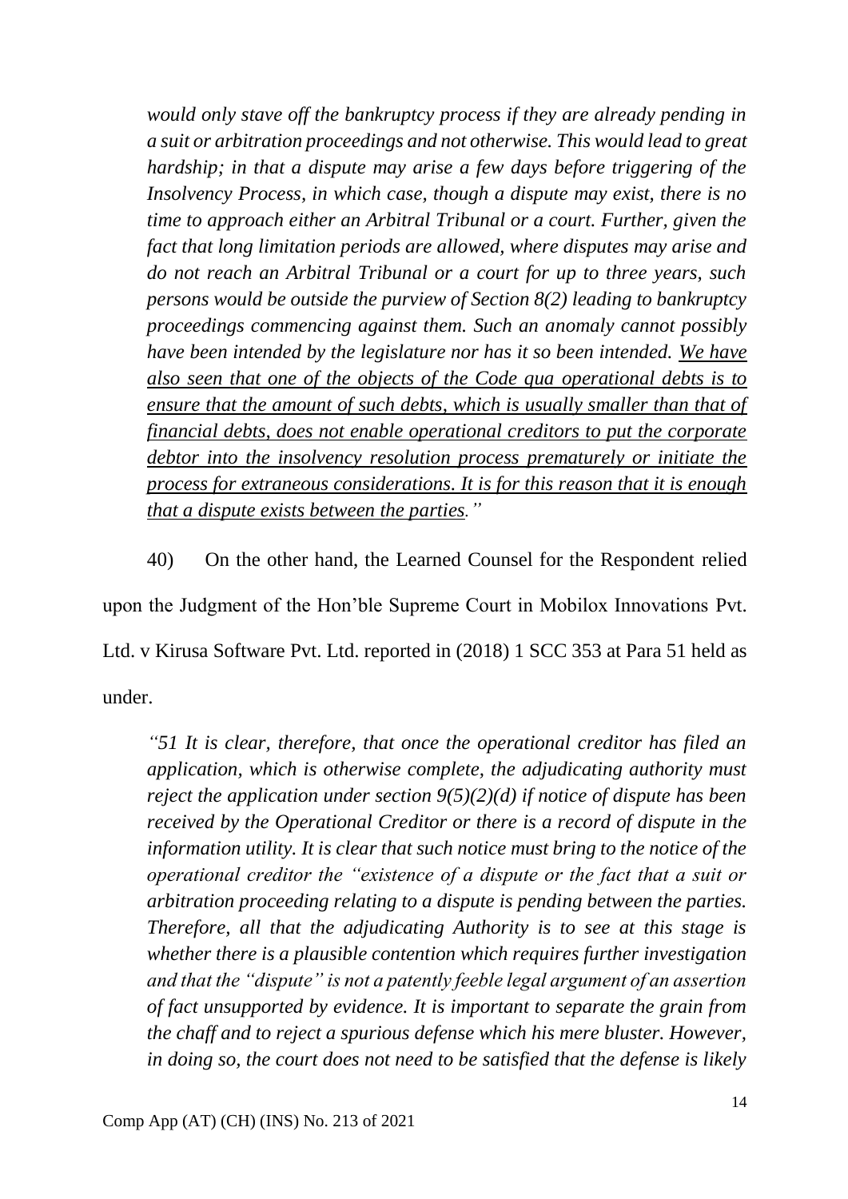*would only stave off the bankruptcy process if they are already pending in a suit or arbitration proceedings and not otherwise. This would lead to great hardship; in that a dispute may arise a few days before triggering of the Insolvency Process, in which case, though a dispute may exist, there is no time to approach either an Arbitral Tribunal or a court. Further, given the fact that long limitation periods are allowed, where disputes may arise and do not reach an Arbitral Tribunal or a court for up to three years, such persons would be outside the purview of Section 8(2) leading to bankruptcy proceedings commencing against them. Such an anomaly cannot possibly have been intended by the legislature nor has it so been intended. <u>We have also seen that one of the objects of the Code qua operational debts is to ensure that the amount of such debts, which is usually smaller than that of financial debts, does not enable operational creditors to put the corporate debtor into the insolvency resolution process prematurely or initiate the process for extraneous considerations. It is for this reason that it is enough that a dispute exists between the parties</u>."*

40) On the other hand, the Learned Counsel for the Respondent relied upon the Judgment of the Hon'ble Supreme Court in Mobilox Innovations Pvt. Ltd. v Kirusa Software Pvt. Ltd. reported in (2018) 1 SCC 353 at Para 51 held as under.

*"51 It is clear, therefore, that once the operational creditor has filed an application, which is otherwise complete, the adjudicating authority must reject the application under section 9(5)(2)(d) if notice of dispute has been received by the Operational Creditor or there is a record of dispute in the information utility. It is clear that such notice must bring to the notice of the operational creditor the "existence of a dispute or the fact that a suit or arbitration proceeding relating to a dispute is pending between the parties. Therefore, all that the adjudicating Authority is to see at this stage is whether there is a plausible contention which requires further investigation and that the "dispute" is not a patently feeble legal argument of an assertion of fact unsupported by evidence. It is important to separate the grain from the chaff and to reject a spurious defense which his mere bluster. However, in doing so, the court does not need to be satisfied that the defense is likely*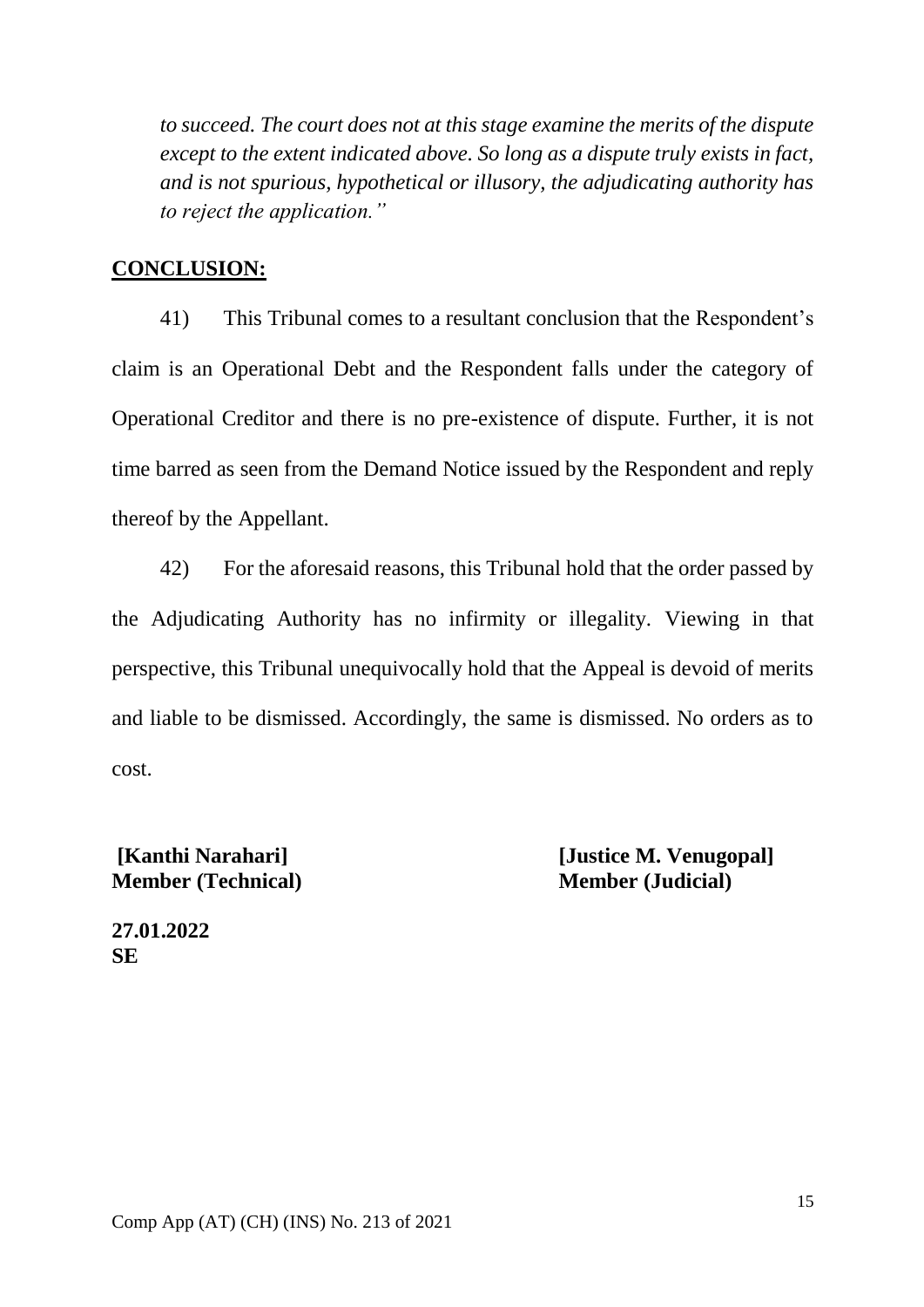*to succeed. The court does not at this stage examine the merits of the dispute except to the extent indicated above. So long as a dispute truly exists in fact, and is not spurious, hypothetical or illusory, the adjudicating authority has to reject the application."*

**CONCLUSION:**

41) This Tribunal comes to a resultant conclusion that the Respondent's claim is an Operational Debt and the Respondent falls under the category of Operational Creditor and there is no pre-existence of dispute. Further, it is not time barred as seen from the Demand Notice issued by the Respondent and reply thereof by the Appellant.

42) For the aforesaid reasons, this Tribunal hold that the order passed by the Adjudicating Authority has no infirmity or illegality. Viewing in that perspective, this Tribunal unequivocally hold that the Appeal is devoid of merits and liable to be dismissed. Accordingly, the same is dismissed. No orders as to cost.

**[Kanthi Narahari]**
**Member (Technical)**

**[Justice M. Venugopal]**
**Member (Judicial)**

**27.01.2022**
**SE**